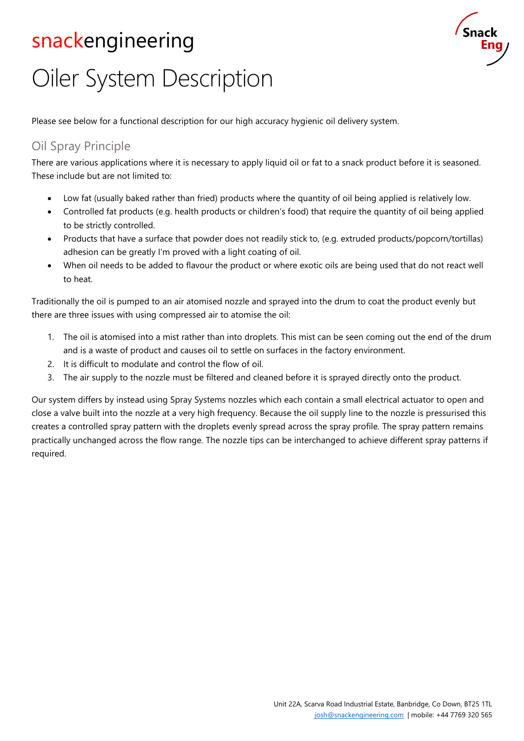snackengineering

# Oiler System Description

Please see below for a functional description for our high accuracy hygienic oil delivery system.

## Oil Spray Principle

There are various applications where it is necessary to apply liquid oil or fat to a snack product before it is seasoned. These include but are not limited to:

- Low fat (usually baked rather than fried) products where the quantity of oil being applied is relatively low.
- Controlled fat products (e.g. health products or children's food) that require the quantity of oil being applied to be strictly controlled.
- Products that have a surface that powder does not readily stick to, (e.g. extruded products/popcorn/tortillas) adhesion can be greatly I'm proved with a light coating of oil.
- When oil needs to be added to flavour the product or where exotic oils are being used that do not react well to heat.

Traditionally the oil is pumped to an air atomised nozzle and sprayed into the drum to coat the product evenly but there are three issues with using compressed air to atomise the oil:

1. The oil is atomised into a mist rather than into droplets. This mist can be seen coming out the end of the drum and is a waste of product and causes oil to settle on surfaces in the factory environment.
2. It is difficult to modulate and control the flow of oil.
3. The air supply to the nozzle must be filtered and cleaned before it is sprayed directly onto the product.

Our system differs by instead using Spray Systems nozzles which each contain a small electrical actuator to open and close a valve built into the nozzle at a very high frequency. Because the oil supply line to the nozzle is pressurised this creates a controlled spray pattern with the droplets evenly spread across the spray profile. The spray pattern remains practically unchanged across the flow range. The nozzle tips can be interchanged to achieve different spray patterns if required.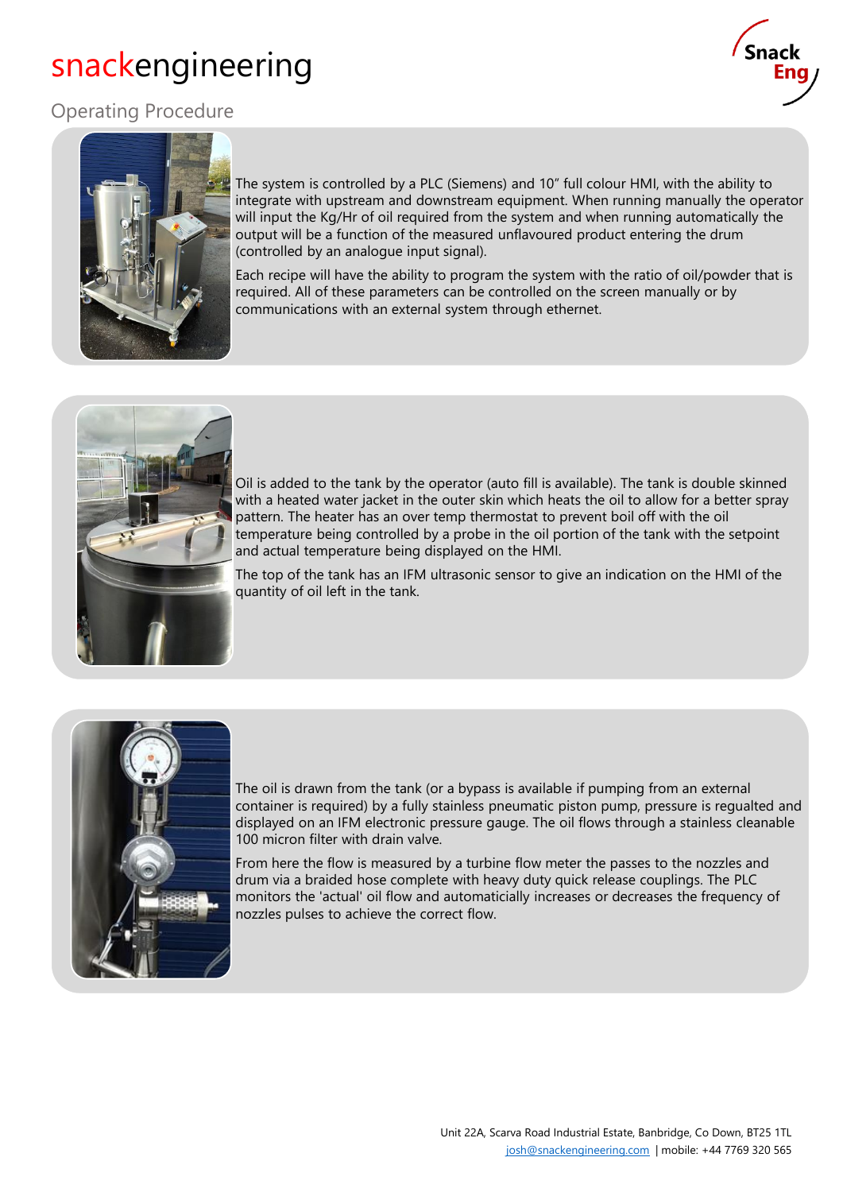# snackengineering

## Operating Procedure

The system is controlled by a PLC (Siemens) and 10" full colour HMI, with the ability to integrate with upstream and downstream equipment. When running manually the operator will input the Kg/Hr of oil required from the system and when running automatically the output will be a function of the measured unflavoured product entering the drum (controlled by an analogue input signal).

Each recipe will have the ability to program the system with the ratio of oil/powder that is required. All of these parameters can be controlled on the screen manually or by communications with an external system through ethernet.

Oil is added to the tank by the operator (auto fill is available). The tank is double skinned with a heated water jacket in the outer skin which heats the oil to allow for a better spray pattern. The heater has an over temp thermostat to prevent boil off with the oil temperature being controlled by a probe in the oil portion of the tank with the setpoint and actual temperature being displayed on the HMI.

The top of the tank has an IFM ultrasonic sensor to give an indication on the HMI of the quantity of oil left in the tank.

The oil is drawn from the tank (or a bypass is available if pumping from an external container is required) by a fully stainless pneumatic piston pump, pressure is regualted and displayed on an IFM electronic pressure gauge. The oil flows through a stainless cleanable 100 micron filter with drain valve.

From here the flow is measured by a turbine flow meter the passes to the nozzles and drum via a braided hose complete with heavy duty quick release couplings. The PLC monitors the 'actual' oil flow and automaticially increases or decreases the frequency of nozzles pulses to achieve the correct flow.

Unit 22A, Scarva Road Industrial Estate, Banbridge, Co Down, BT25 1TL
josh@snackengineering.com | mobile: +44 7769 320 565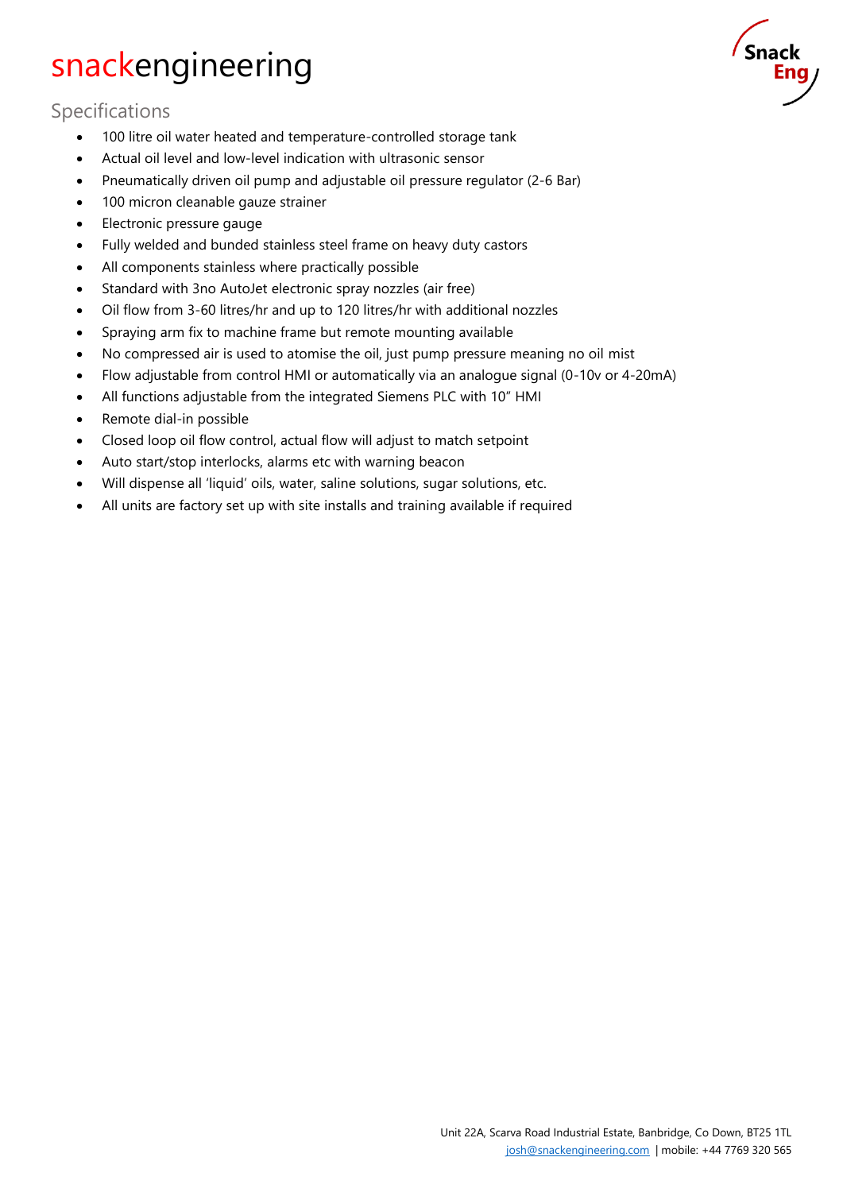# snackengineering

## Specifications

- 100 litre oil water heated and temperature-controlled storage tank
- Actual oil level and low-level indication with ultrasonic sensor
- Pneumatically driven oil pump and adjustable oil pressure regulator (2-6 Bar)
- 100 micron cleanable gauze strainer
- Electronic pressure gauge
- Fully welded and bunded stainless steel frame on heavy duty castors
- All components stainless where practically possible
- Standard with 3no AutoJet electronic spray nozzles (air free)
- Oil flow from 3-60 litres/hr and up to 120 litres/hr with additional nozzles
- Spraying arm fix to machine frame but remote mounting available
- No compressed air is used to atomise the oil, just pump pressure meaning no oil mist
- Flow adjustable from control HMI or automatically via an analogue signal (0-10v or 4-20mA)
- All functions adjustable from the integrated Siemens PLC with 10" HMI
- Remote dial-in possible
- Closed loop oil flow control, actual flow will adjust to match setpoint
- Auto start/stop interlocks, alarms etc with warning beacon
- Will dispense all 'liquid' oils, water, saline solutions, sugar solutions, etc.
- All units are factory set up with site installs and training available if required